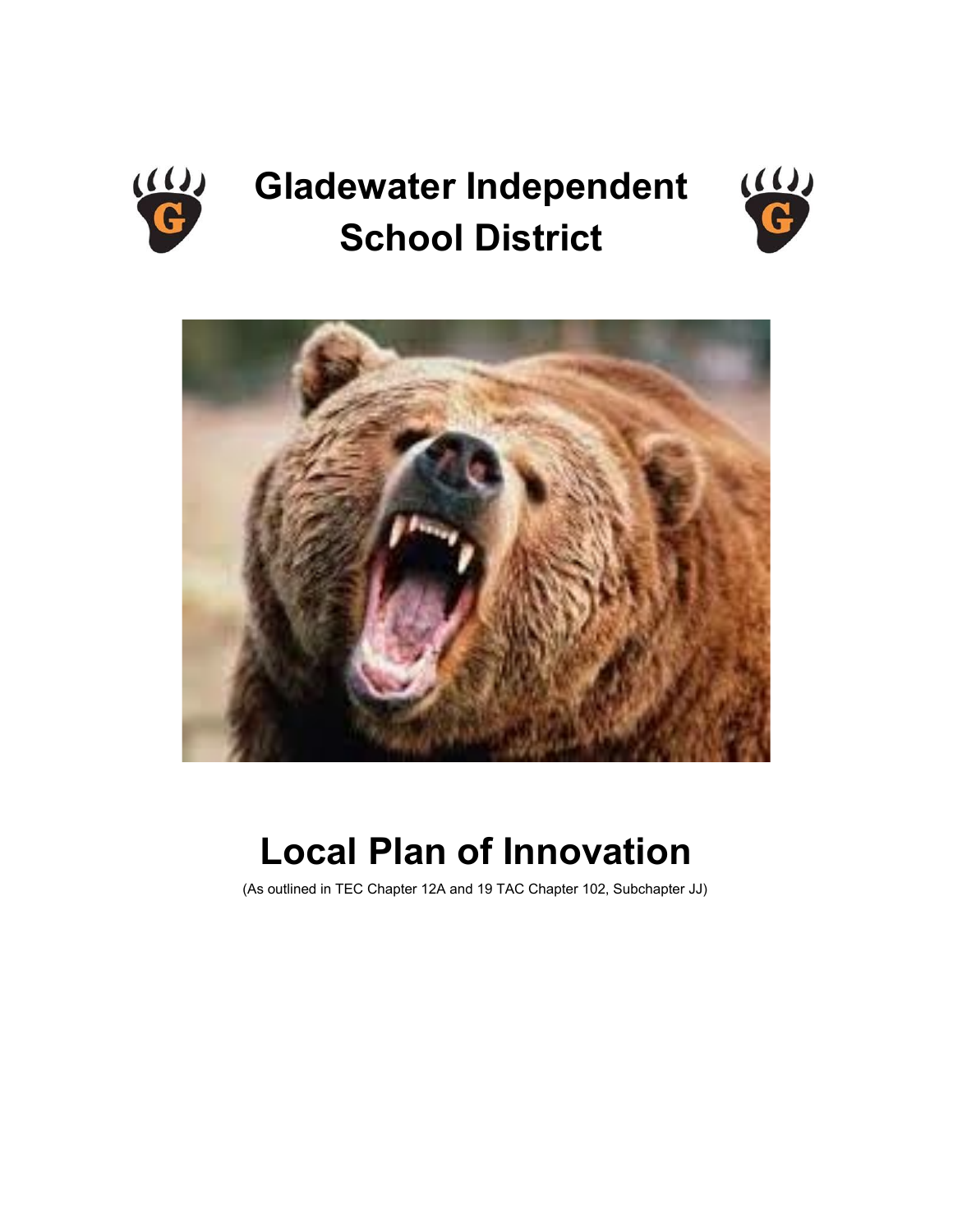# Gladewater Independent School District

# Local Plan of Innovation

(As outlined in TEC Chapter 12A and 19 TAC Chapter 102, Subchapter JJ)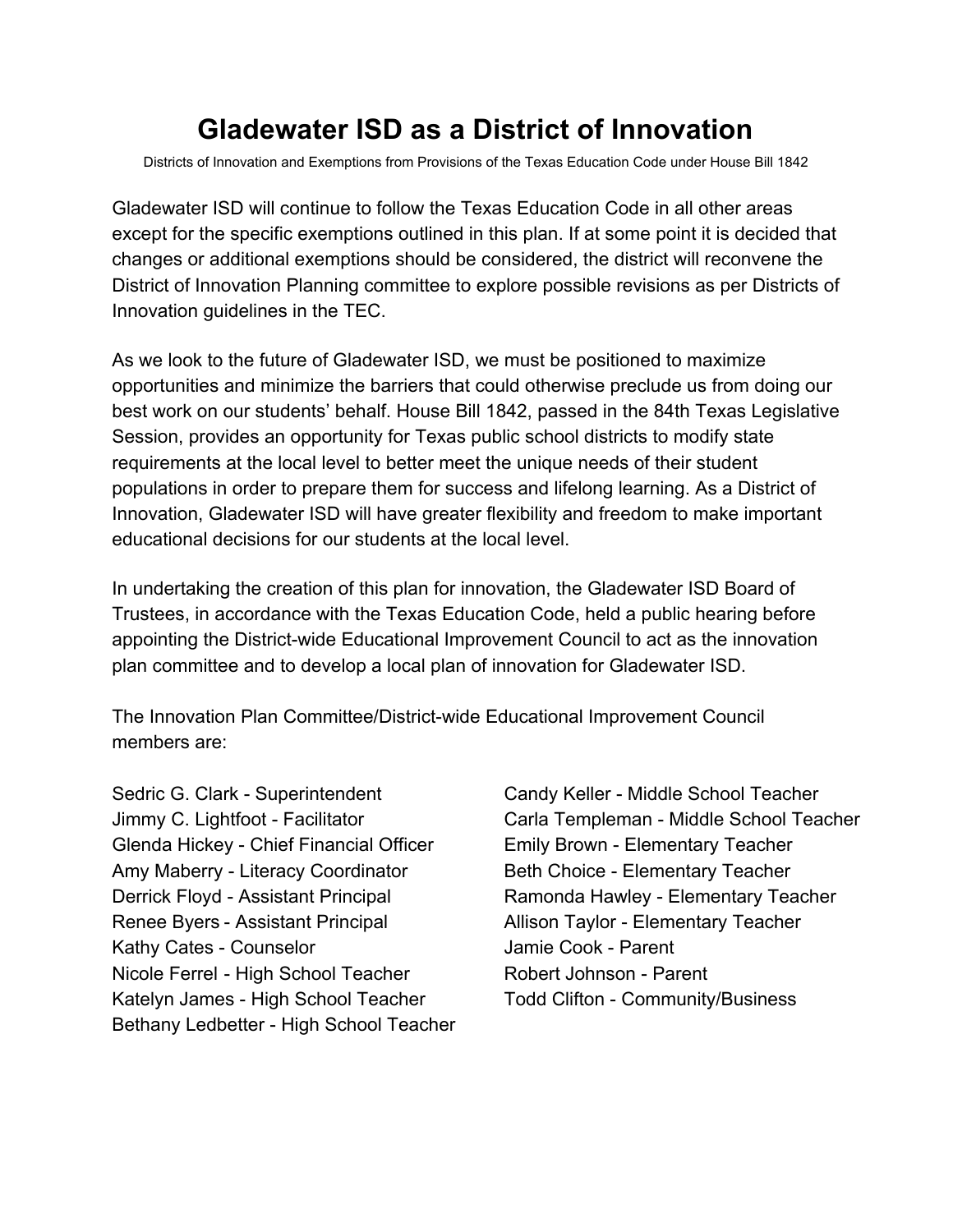# Gladewater ISD as a District of Innovation

Districts of Innovation and Exemptions from Provisions of the Texas Education Code under House Bill 1842

Gladewater ISD will continue to follow the Texas Education Code in all other areas except for the specific exemptions outlined in this plan. If at some point it is decided that changes or additional exemptions should be considered, the district will reconvene the District of Innovation Planning committee to explore possible revisions as per Districts of Innovation guidelines in the TEC.

As we look to the future of Gladewater ISD, we must be positioned to maximize opportunities and minimize the barriers that could otherwise preclude us from doing our best work on our students' behalf. House Bill 1842, passed in the 84th Texas Legislative Session, provides an opportunity for Texas public school districts to modify state requirements at the local level to better meet the unique needs of their student populations in order to prepare them for success and lifelong learning. As a District of Innovation, Gladewater ISD will have greater flexibility and freedom to make important educational decisions for our students at the local level.

In undertaking the creation of this plan for innovation, the Gladewater ISD Board of Trustees, in accordance with the Texas Education Code, held a public hearing before appointing the District-wide Educational Improvement Council to act as the innovation plan committee and to develop a local plan of innovation for Gladewater ISD.

The Innovation Plan Committee/District-wide Educational Improvement Council members are:

Sedric G. Clark - Superintendent
Jimmy C. Lightfoot - Facilitator
Glenda Hickey - Chief Financial Officer
Amy Maberry - Literacy Coordinator
Derrick Floyd - Assistant Principal
Renee Byers - Assistant Principal
Kathy Cates - Counselor
Nicole Ferrel - High School Teacher
Katelyn James - High School Teacher
Bethany Ledbetter - High School Teacher
Candy Keller - Middle School Teacher
Carla Templeman - Middle School Teacher
Emily Brown - Elementary Teacher
Beth Choice - Elementary Teacher
Ramonda Hawley - Elementary Teacher
Allison Taylor - Elementary Teacher
Jamie Cook - Parent
Robert Johnson - Parent
Todd Clifton - Community/Business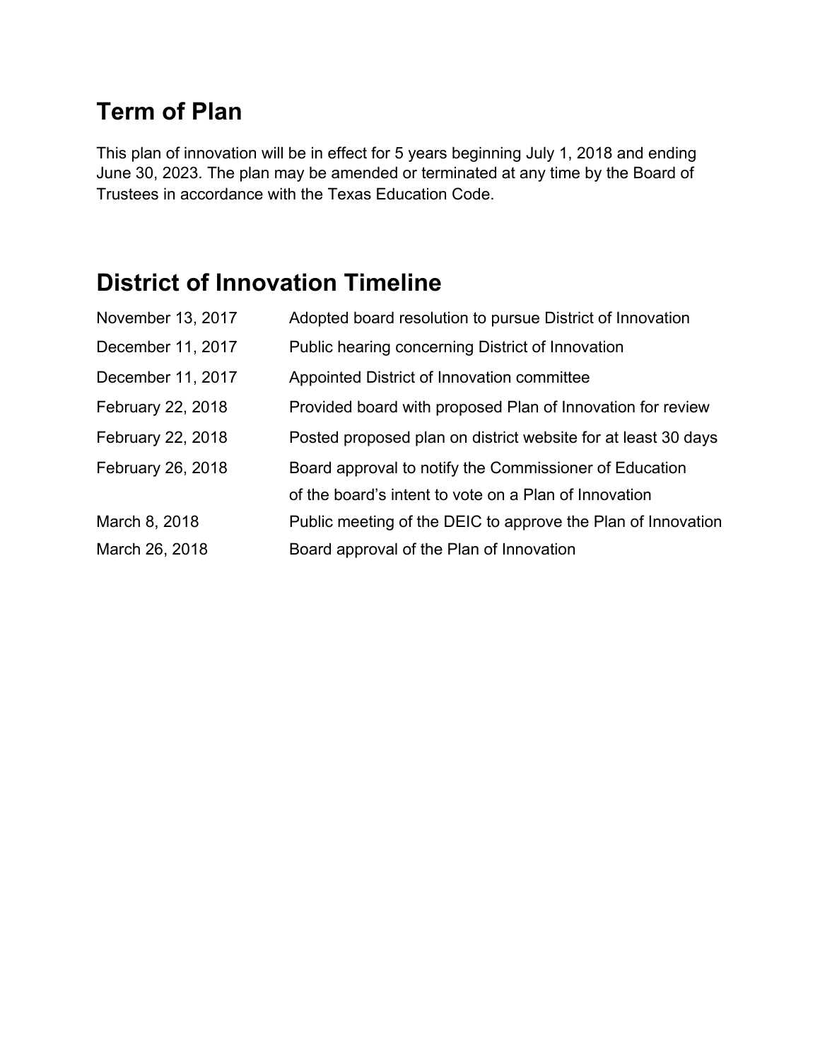## Term of Plan

This plan of innovation will be in effect for 5 years beginning July 1, 2018 and ending June 30, 2023. The plan may be amended or terminated at any time by the Board of Trustees in accordance with the Texas Education Code.

## District of Innovation Timeline

| | |
|---|---|
| November 13, 2017 | Adopted board resolution to pursue District of Innovation |
| December 11, 2017 | Public hearing concerning District of Innovation |
| December 11, 2017 | Appointed District of Innovation committee |
| February 22, 2018 | Provided board with proposed Plan of Innovation for review |
| February 22, 2018 | Posted proposed plan on district website for at least 30 days |
| February 26, 2018 | Board approval to notify the Commissioner of Education of the board's intent to vote on a Plan of Innovation |
| March 8, 2018 | Public meeting of the DEIC to approve the Plan of Innovation |
| March 26, 2018 | Board approval of the Plan of Innovation |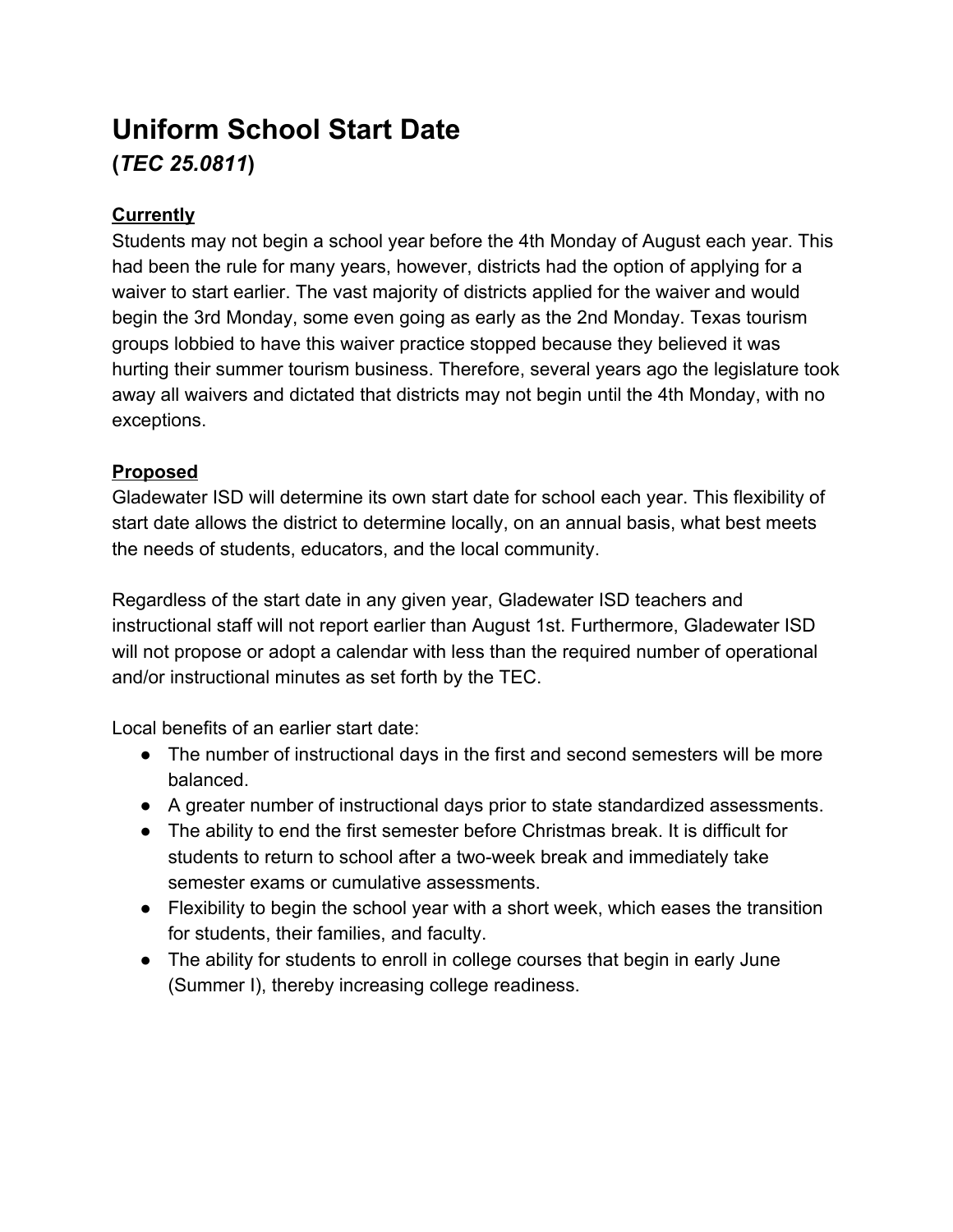# Uniform School Start Date
## (*TEC 25.0811*)

**Currently**

Students may not begin a school year before the 4th Monday of August each year. This had been the rule for many years, however, districts had the option of applying for a waiver to start earlier. The vast majority of districts applied for the waiver and would begin the 3rd Monday, some even going as early as the 2nd Monday. Texas tourism groups lobbied to have this waiver practice stopped because they believed it was hurting their summer tourism business. Therefore, several years ago the legislature took away all waivers and dictated that districts may not begin until the 4th Monday, with no exceptions.

**Proposed**

Gladewater ISD will determine its own start date for school each year. This flexibility of start date allows the district to determine locally, on an annual basis, what best meets the needs of students, educators, and the local community.

Regardless of the start date in any given year, Gladewater ISD teachers and instructional staff will not report earlier than August 1st. Furthermore, Gladewater ISD will not propose or adopt a calendar with less than the required number of operational and/or instructional minutes as set forth by the TEC.

Local benefits of an earlier start date:

- The number of instructional days in the first and second semesters will be more balanced.
- A greater number of instructional days prior to state standardized assessments.
- The ability to end the first semester before Christmas break. It is difficult for students to return to school after a two-week break and immediately take semester exams or cumulative assessments.
- Flexibility to begin the school year with a short week, which eases the transition for students, their families, and faculty.
- The ability for students to enroll in college courses that begin in early June (Summer I), thereby increasing college readiness.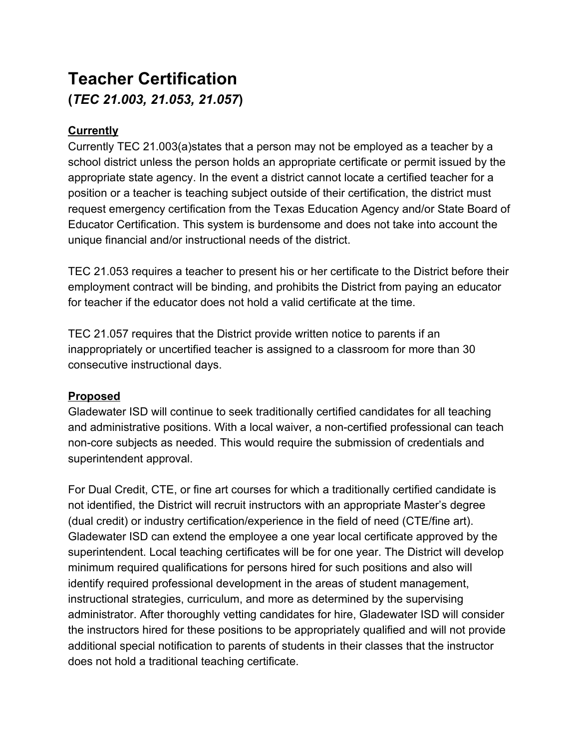# Teacher Certification
## (*TEC 21.003, 21.053, 21.057*)

**Currently**

Currently TEC 21.003(a)states that a person may not be employed as a teacher by a school district unless the person holds an appropriate certificate or permit issued by the appropriate state agency. In the event a district cannot locate a certified teacher for a position or a teacher is teaching subject outside of their certification, the district must request emergency certification from the Texas Education Agency and/or State Board of Educator Certification. This system is burdensome and does not take into account the unique financial and/or instructional needs of the district.

TEC 21.053 requires a teacher to present his or her certificate to the District before their employment contract will be binding, and prohibits the District from paying an educator for teacher if the educator does not hold a valid certificate at the time.

TEC 21.057 requires that the District provide written notice to parents if an inappropriately or uncertified teacher is assigned to a classroom for more than 30 consecutive instructional days.

**Proposed**

Gladewater ISD will continue to seek traditionally certified candidates for all teaching and administrative positions. With a local waiver, a non-certified professional can teach non-core subjects as needed. This would require the submission of credentials and superintendent approval.

For Dual Credit, CTE, or fine art courses for which a traditionally certified candidate is not identified, the District will recruit instructors with an appropriate Master's degree (dual credit) or industry certification/experience in the field of need (CTE/fine art). Gladewater ISD can extend the employee a one year local certificate approved by the superintendent. Local teaching certificates will be for one year. The District will develop minimum required qualifications for persons hired for such positions and also will identify required professional development in the areas of student management, instructional strategies, curriculum, and more as determined by the supervising administrator. After thoroughly vetting candidates for hire, Gladewater ISD will consider the instructors hired for these positions to be appropriately qualified and will not provide additional special notification to parents of students in their classes that the instructor does not hold a traditional teaching certificate.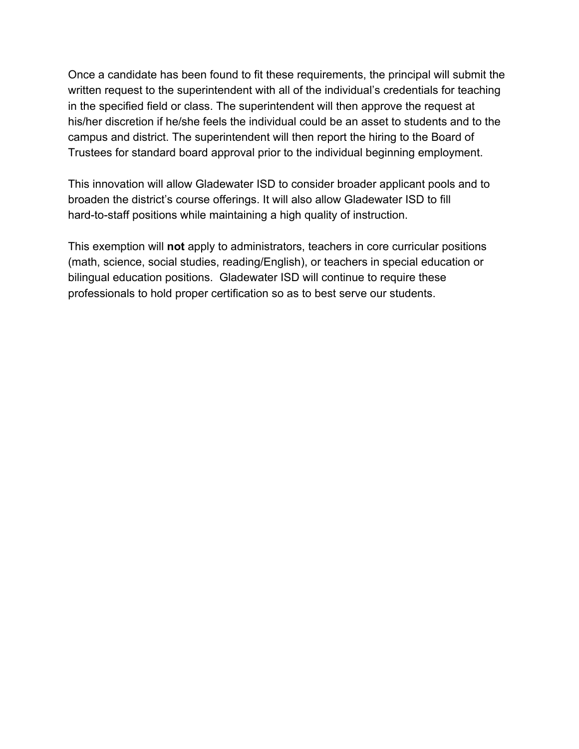Once a candidate has been found to fit these requirements, the principal will submit the written request to the superintendent with all of the individual's credentials for teaching in the specified field or class. The superintendent will then approve the request at his/her discretion if he/she feels the individual could be an asset to students and to the campus and district. The superintendent will then report the hiring to the Board of Trustees for standard board approval prior to the individual beginning employment.

This innovation will allow Gladewater ISD to consider broader applicant pools and to broaden the district's course offerings. It will also allow Gladewater ISD to fill hard-to-staff positions while maintaining a high quality of instruction.

This exemption will **not** apply to administrators, teachers in core curricular positions (math, science, social studies, reading/English), or teachers in special education or bilingual education positions. Gladewater ISD will continue to require these professionals to hold proper certification so as to best serve our students.